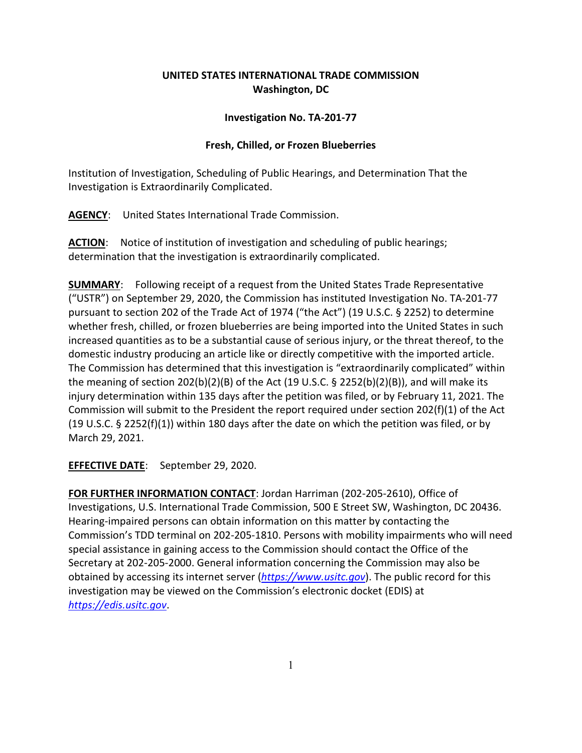**UNITED STATES INTERNATIONAL TRADE COMMISSION**
**Washington, DC**

**Investigation No. TA-201-77**

**Fresh, Chilled, or Frozen Blueberries**

Institution of Investigation, Scheduling of Public Hearings, and Determination That the Investigation is Extraordinarily Complicated.

**AGENCY**: United States International Trade Commission.

**ACTION**: Notice of institution of investigation and scheduling of public hearings; determination that the investigation is extraordinarily complicated.

**SUMMARY**: Following receipt of a request from the United States Trade Representative ("USTR") on September 29, 2020, the Commission has instituted Investigation No. TA-201-77 pursuant to section 202 of the Trade Act of 1974 ("the Act") (19 U.S.C. § 2252) to determine whether fresh, chilled, or frozen blueberries are being imported into the United States in such increased quantities as to be a substantial cause of serious injury, or the threat thereof, to the domestic industry producing an article like or directly competitive with the imported article. The Commission has determined that this investigation is "extraordinarily complicated" within the meaning of section 202(b)(2)(B) of the Act (19 U.S.C. § 2252(b)(2)(B)), and will make its injury determination within 135 days after the petition was filed, or by February 11, 2021. The Commission will submit to the President the report required under section 202(f)(1) of the Act (19 U.S.C. § 2252(f)(1)) within 180 days after the date on which the petition was filed, or by March 29, 2021.

**EFFECTIVE DATE**: September 29, 2020.

**FOR FURTHER INFORMATION CONTACT**: Jordan Harriman (202-205-2610), Office of Investigations, U.S. International Trade Commission, 500 E Street SW, Washington, DC 20436. Hearing-impaired persons can obtain information on this matter by contacting the Commission's TDD terminal on 202-205-1810. Persons with mobility impairments who will need special assistance in gaining access to the Commission should contact the Office of the Secretary at 202-205-2000. General information concerning the Commission may also be obtained by accessing its internet server (*https://www.usitc.gov*). The public record for this investigation may be viewed on the Commission's electronic docket (EDIS) at *https://edis.usitc.gov*.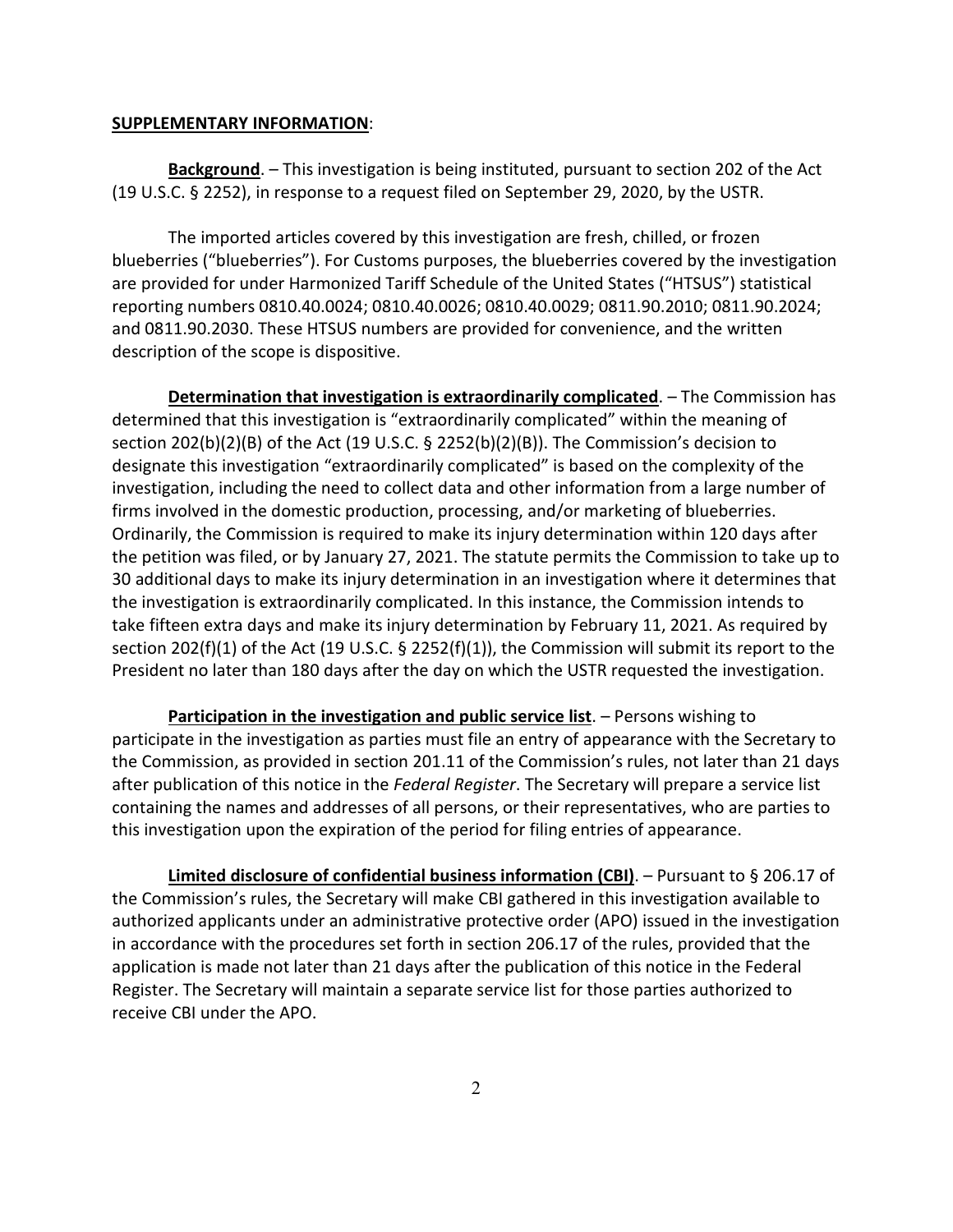**SUPPLEMENTARY INFORMATION**:

**Background**. – This investigation is being instituted, pursuant to section 202 of the Act (19 U.S.C. § 2252), in response to a request filed on September 29, 2020, by the USTR.

The imported articles covered by this investigation are fresh, chilled, or frozen blueberries ("blueberries"). For Customs purposes, the blueberries covered by the investigation are provided for under Harmonized Tariff Schedule of the United States ("HTSUS") statistical reporting numbers 0810.40.0024; 0810.40.0026; 0810.40.0029; 0811.90.2010; 0811.90.2024; and 0811.90.2030. These HTSUS numbers are provided for convenience, and the written description of the scope is dispositive.

**Determination that investigation is extraordinarily complicated**. – The Commission has determined that this investigation is "extraordinarily complicated" within the meaning of section 202(b)(2)(B) of the Act (19 U.S.C. § 2252(b)(2)(B)). The Commission's decision to designate this investigation "extraordinarily complicated" is based on the complexity of the investigation, including the need to collect data and other information from a large number of firms involved in the domestic production, processing, and/or marketing of blueberries. Ordinarily, the Commission is required to make its injury determination within 120 days after the petition was filed, or by January 27, 2021. The statute permits the Commission to take up to 30 additional days to make its injury determination in an investigation where it determines that the investigation is extraordinarily complicated. In this instance, the Commission intends to take fifteen extra days and make its injury determination by February 11, 2021. As required by section 202(f)(1) of the Act (19 U.S.C. § 2252(f)(1)), the Commission will submit its report to the President no later than 180 days after the day on which the USTR requested the investigation.

**Participation in the investigation and public service list**. – Persons wishing to participate in the investigation as parties must file an entry of appearance with the Secretary to the Commission, as provided in section 201.11 of the Commission's rules, not later than 21 days after publication of this notice in the *Federal Register*. The Secretary will prepare a service list containing the names and addresses of all persons, or their representatives, who are parties to this investigation upon the expiration of the period for filing entries of appearance.

**Limited disclosure of confidential business information (CBI)**. – Pursuant to § 206.17 of the Commission's rules, the Secretary will make CBI gathered in this investigation available to authorized applicants under an administrative protective order (APO) issued in the investigation in accordance with the procedures set forth in section 206.17 of the rules, provided that the application is made not later than 21 days after the publication of this notice in the Federal Register. The Secretary will maintain a separate service list for those parties authorized to receive CBI under the APO.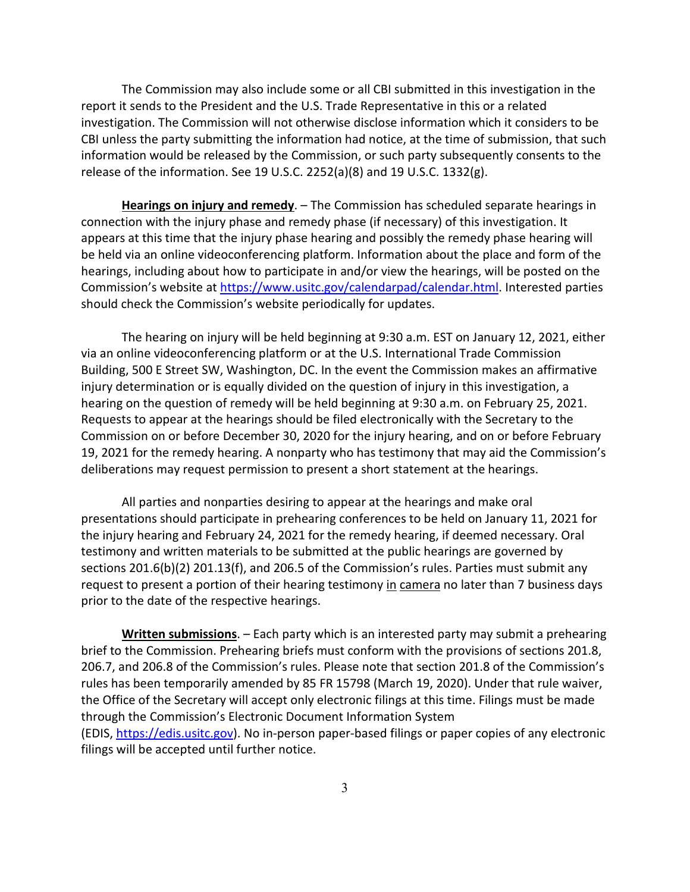The Commission may also include some or all CBI submitted in this investigation in the report it sends to the President and the U.S. Trade Representative in this or a related investigation. The Commission will not otherwise disclose information which it considers to be CBI unless the party submitting the information had notice, at the time of submission, that such information would be released by the Commission, or such party subsequently consents to the release of the information. See 19 U.S.C. 2252(a)(8) and 19 U.S.C. 1332(g).

**Hearings on injury and remedy**. – The Commission has scheduled separate hearings in connection with the injury phase and remedy phase (if necessary) of this investigation. It appears at this time that the injury phase hearing and possibly the remedy phase hearing will be held via an online videoconferencing platform. Information about the place and form of the hearings, including about how to participate in and/or view the hearings, will be posted on the Commission's website at https://www.usitc.gov/calendarpad/calendar.html. Interested parties should check the Commission's website periodically for updates.

The hearing on injury will be held beginning at 9:30 a.m. EST on January 12, 2021, either via an online videoconferencing platform or at the U.S. International Trade Commission Building, 500 E Street SW, Washington, DC. In the event the Commission makes an affirmative injury determination or is equally divided on the question of injury in this investigation, a hearing on the question of remedy will be held beginning at 9:30 a.m. on February 25, 2021. Requests to appear at the hearings should be filed electronically with the Secretary to the Commission on or before December 30, 2020 for the injury hearing, and on or before February 19, 2021 for the remedy hearing. A nonparty who has testimony that may aid the Commission's deliberations may request permission to present a short statement at the hearings.

All parties and nonparties desiring to appear at the hearings and make oral presentations should participate in prehearing conferences to be held on January 11, 2021 for the injury hearing and February 24, 2021 for the remedy hearing, if deemed necessary. Oral testimony and written materials to be submitted at the public hearings are governed by sections 201.6(b)(2) 201.13(f), and 206.5 of the Commission's rules. Parties must submit any request to present a portion of their hearing testimony in camera no later than 7 business days prior to the date of the respective hearings.

**Written submissions**. – Each party which is an interested party may submit a prehearing brief to the Commission. Prehearing briefs must conform with the provisions of sections 201.8, 206.7, and 206.8 of the Commission's rules. Please note that section 201.8 of the Commission's rules has been temporarily amended by 85 FR 15798 (March 19, 2020). Under that rule waiver, the Office of the Secretary will accept only electronic filings at this time. Filings must be made through the Commission's Electronic Document Information System (EDIS, https://edis.usitc.gov). No in-person paper-based filings or paper copies of any electronic filings will be accepted until further notice.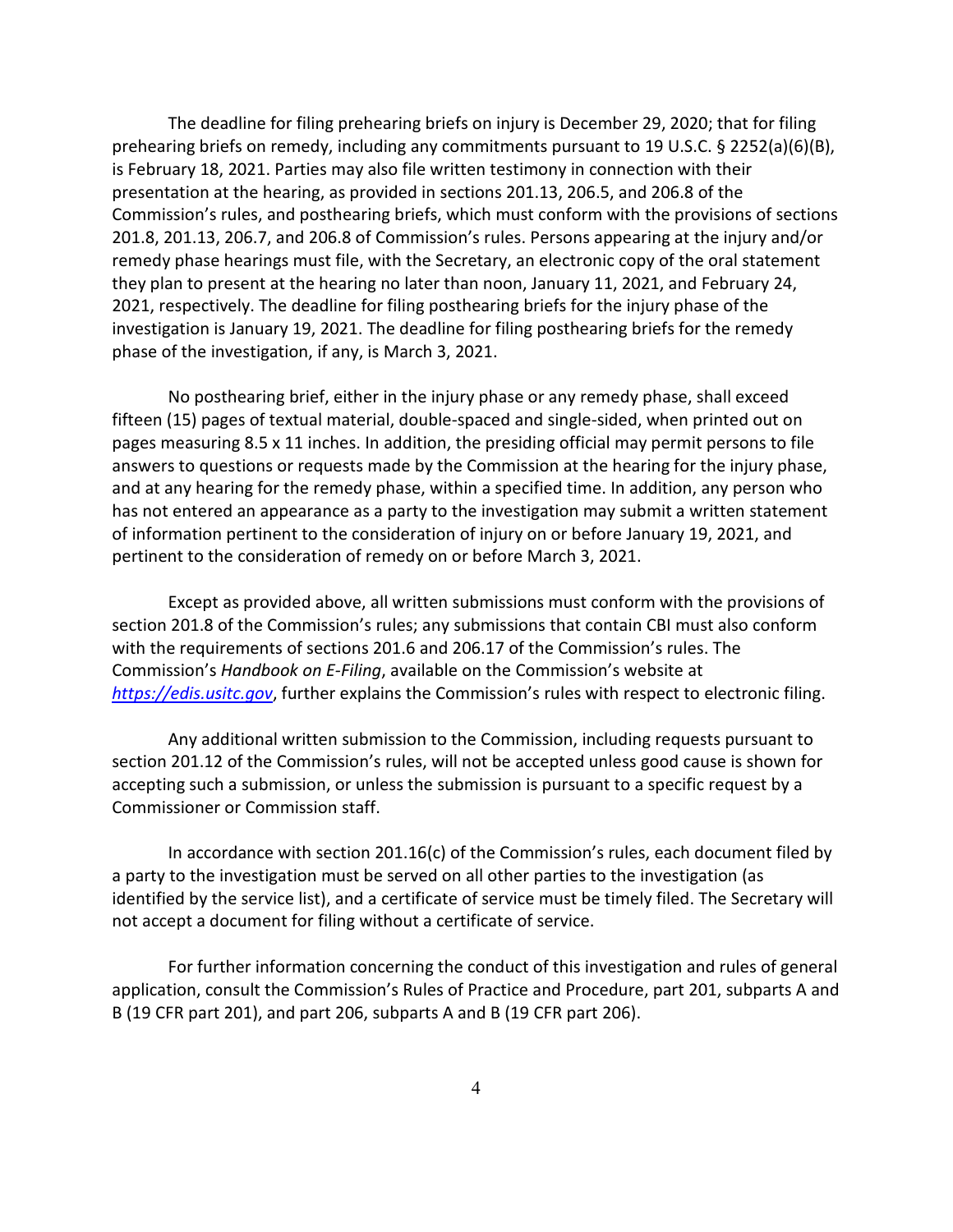The deadline for filing prehearing briefs on injury is December 29, 2020; that for filing prehearing briefs on remedy, including any commitments pursuant to 19 U.S.C. § 2252(a)(6)(B), is February 18, 2021. Parties may also file written testimony in connection with their presentation at the hearing, as provided in sections 201.13, 206.5, and 206.8 of the Commission's rules, and posthearing briefs, which must conform with the provisions of sections 201.8, 201.13, 206.7, and 206.8 of Commission's rules. Persons appearing at the injury and/or remedy phase hearings must file, with the Secretary, an electronic copy of the oral statement they plan to present at the hearing no later than noon, January 11, 2021, and February 24, 2021, respectively. The deadline for filing posthearing briefs for the injury phase of the investigation is January 19, 2021. The deadline for filing posthearing briefs for the remedy phase of the investigation, if any, is March 3, 2021.

No posthearing brief, either in the injury phase or any remedy phase, shall exceed fifteen (15) pages of textual material, double-spaced and single-sided, when printed out on pages measuring 8.5 x 11 inches. In addition, the presiding official may permit persons to file answers to questions or requests made by the Commission at the hearing for the injury phase, and at any hearing for the remedy phase, within a specified time. In addition, any person who has not entered an appearance as a party to the investigation may submit a written statement of information pertinent to the consideration of injury on or before January 19, 2021, and pertinent to the consideration of remedy on or before March 3, 2021.

Except as provided above, all written submissions must conform with the provisions of section 201.8 of the Commission's rules; any submissions that contain CBI must also conform with the requirements of sections 201.6 and 206.17 of the Commission's rules. The Commission's *Handbook on E-Filing*, available on the Commission's website at *https://edis.usitc.gov*, further explains the Commission's rules with respect to electronic filing.

Any additional written submission to the Commission, including requests pursuant to section 201.12 of the Commission's rules, will not be accepted unless good cause is shown for accepting such a submission, or unless the submission is pursuant to a specific request by a Commissioner or Commission staff.

In accordance with section 201.16(c) of the Commission's rules, each document filed by a party to the investigation must be served on all other parties to the investigation (as identified by the service list), and a certificate of service must be timely filed. The Secretary will not accept a document for filing without a certificate of service.

For further information concerning the conduct of this investigation and rules of general application, consult the Commission's Rules of Practice and Procedure, part 201, subparts A and B (19 CFR part 201), and part 206, subparts A and B (19 CFR part 206).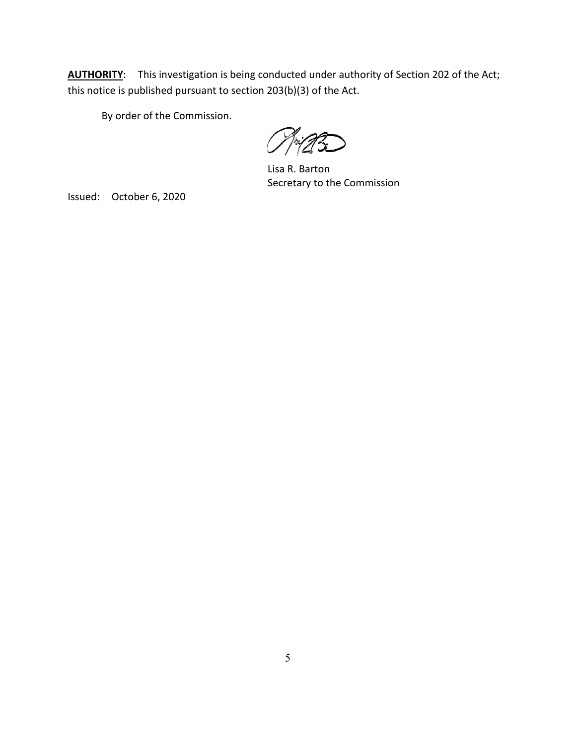**AUTHORITY**: This investigation is being conducted under authority of Section 202 of the Act; this notice is published pursuant to section 203(b)(3) of the Act.

By order of the Commission.

Lisa R. Barton
Secretary to the Commission

Issued: October 6, 2020